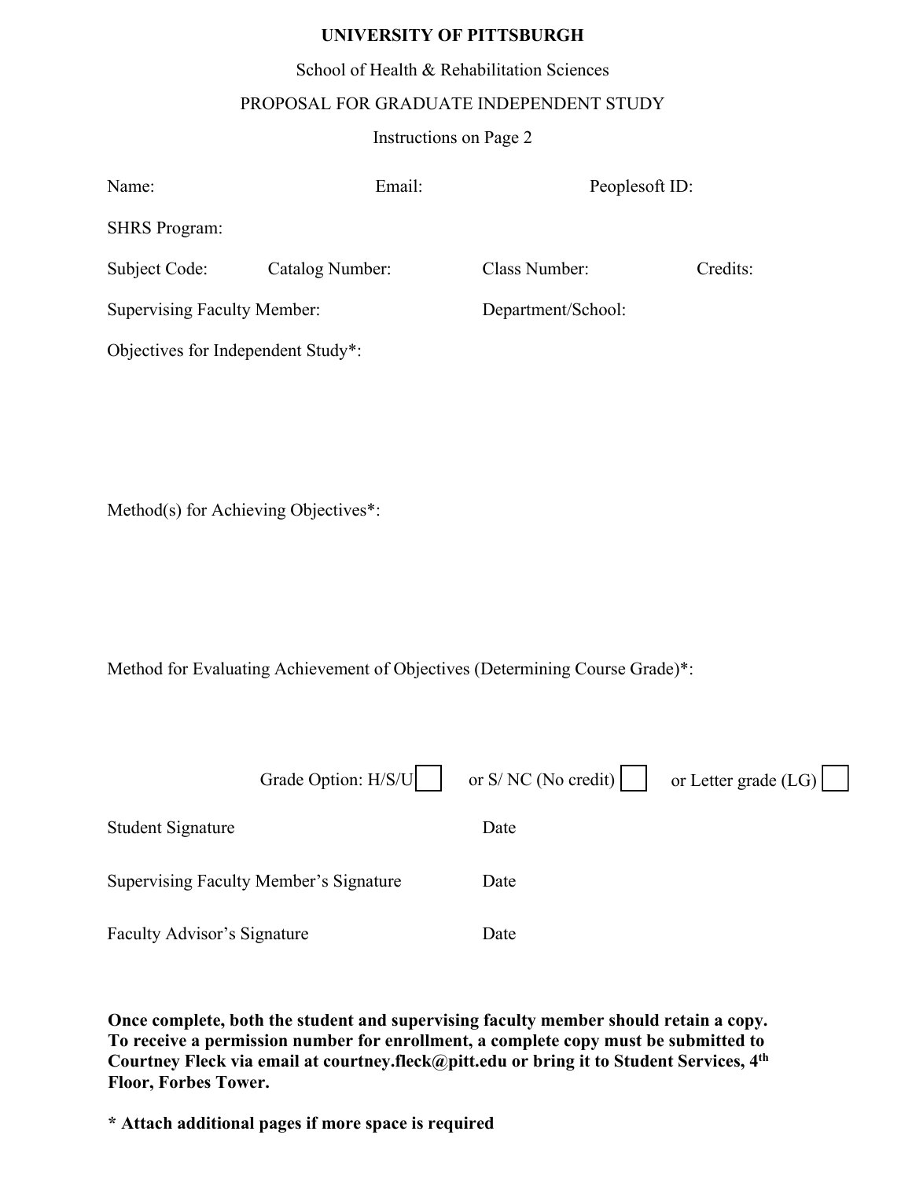# UNIVERSITY OF PITTSBURGH

School of Health & Rehabilitation Sciences

PROPOSAL FOR GRADUATE INDEPENDENT STUDY

Instructions on Page 2

Name: Email: Peoplesoft ID:

SHRS Program:

Subject Code: Catalog Number: Class Number: Credits:

Supervising Faculty Member: Department/School:

Objectives for Independent Study*:

Method(s) for Achieving Objectives*:

Method for Evaluating Achievement of Objectives (Determining Course Grade)*:

Grade Option: H/S/U ☐ or S/ NC (No credit) ☐ or Letter grade (LG) ☐

Student Signature Date

Supervising Faculty Member's Signature Date

Faculty Advisor's Signature Date

**Once complete, both the student and supervising faculty member should retain a copy. To receive a permission number for enrollment, a complete copy must be submitted to Courtney Fleck via email at courtney.fleck@pitt.edu or bring it to Student Services, 4th Floor, Forbes Tower.**

**\* Attach additional pages if more space is required**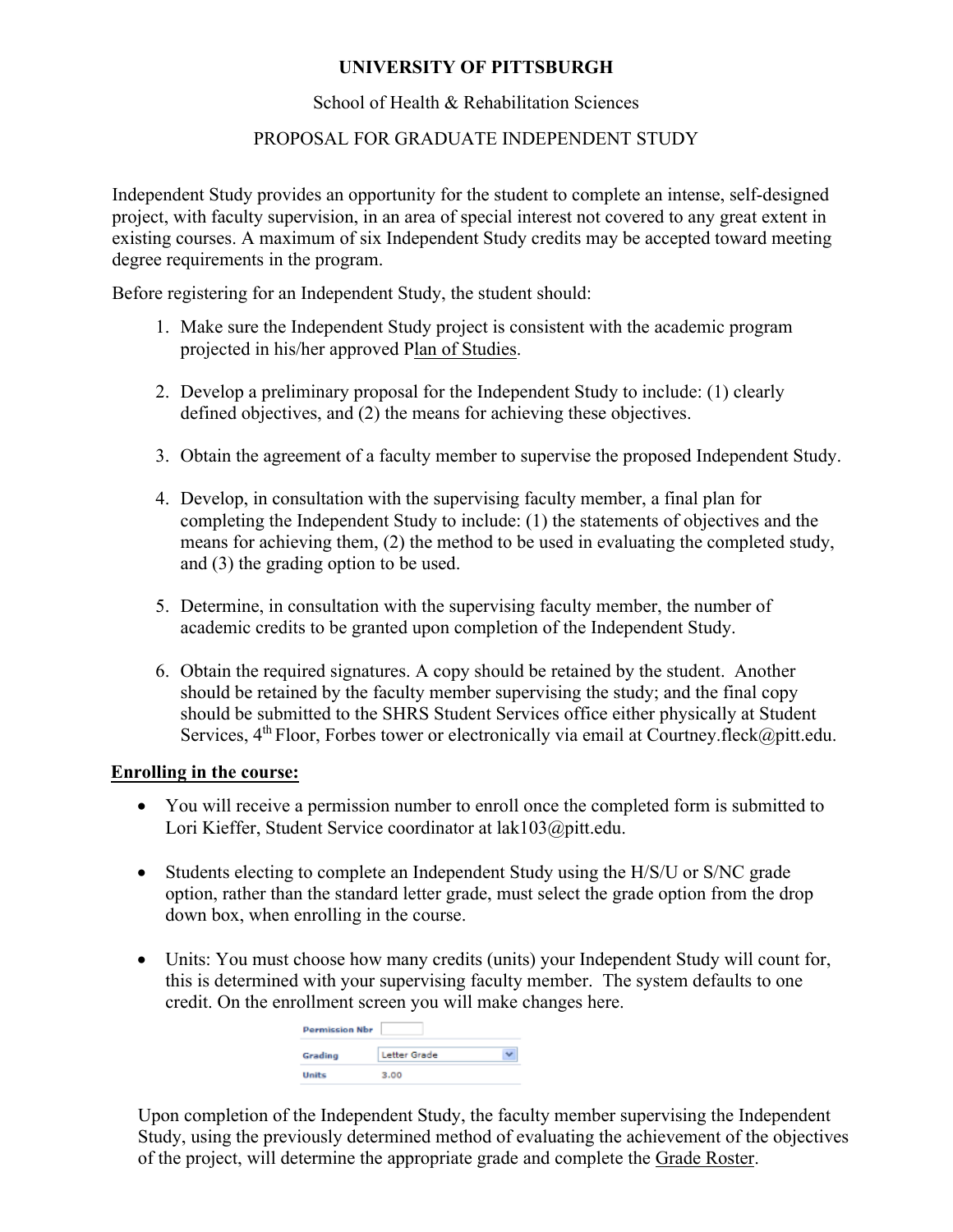**UNIVERSITY OF PITTSBURGH**

School of Health & Rehabilitation Sciences

PROPOSAL FOR GRADUATE INDEPENDENT STUDY

Independent Study provides an opportunity for the student to complete an intense, self-designed project, with faculty supervision, in an area of special interest not covered to any great extent in existing courses. A maximum of six Independent Study credits may be accepted toward meeting degree requirements in the program.

Before registering for an Independent Study, the student should:

1. Make sure the Independent Study project is consistent with the academic program projected in his/her approved Plan of Studies.

2. Develop a preliminary proposal for the Independent Study to include: (1) clearly defined objectives, and (2) the means for achieving these objectives.

3. Obtain the agreement of a faculty member to supervise the proposed Independent Study.

4. Develop, in consultation with the supervising faculty member, a final plan for completing the Independent Study to include: (1) the statements of objectives and the means for achieving them, (2) the method to be used in evaluating the completed study, and (3) the grading option to be used.

5. Determine, in consultation with the supervising faculty member, the number of academic credits to be granted upon completion of the Independent Study.

6. Obtain the required signatures. A copy should be retained by the student. Another should be retained by the faculty member supervising the study; and the final copy should be submitted to the SHRS Student Services office either physically at Student Services, 4th Floor, Forbes tower or electronically via email at Courtney.fleck@pitt.edu.

**Enrolling in the course:**

- You will receive a permission number to enroll once the completed form is submitted to Lori Kieffer, Student Service coordinator at lak103@pitt.edu.

- Students electing to complete an Independent Study using the H/S/U or S/NC grade option, rather than the standard letter grade, must select the grade option from the drop down box, when enrolling in the course.

- Units: You must choose how many credits (units) your Independent Study will count for, this is determined with your supervising faculty member. The system defaults to one credit. On the enrollment screen you will make changes here.

| | |
|---|---|
| Permission Nbr | |
| Grading | Letter Grade |
| Units | 3.00 |

Upon completion of the Independent Study, the faculty member supervising the Independent Study, using the previously determined method of evaluating the achievement of the objectives of the project, will determine the appropriate grade and complete the Grade Roster.